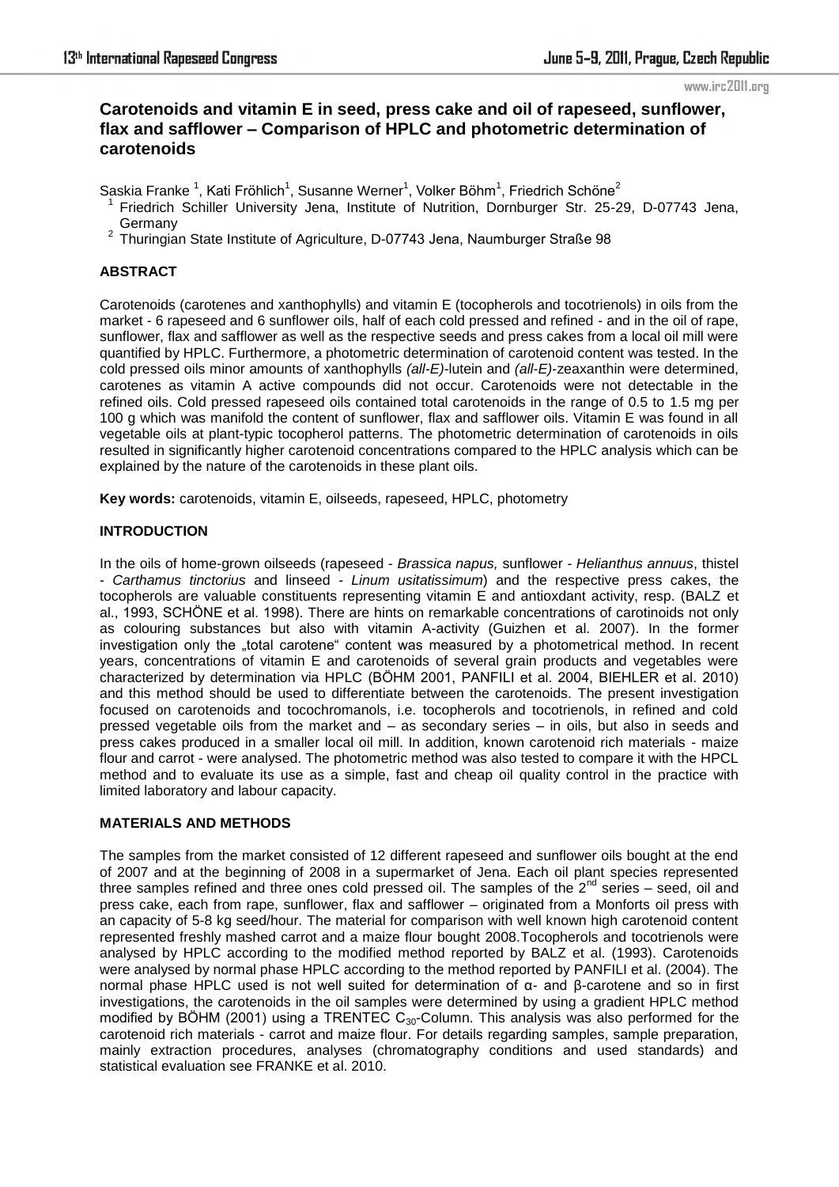# Carotenoids and vitamin E in seed, press cake and oil of rapeseed, sunflower, flax and safflower – Comparison of HPLC and photometric determination of carotenoids

Saskia Franke [1], Kati Fröhlich[1], Susanne Werner[1], Volker Böhm[1], Friedrich Schöne[2]

[1] Friedrich Schiller University Jena, Institute of Nutrition, Dornburger Str. 25-29, D-07743 Jena, Germany

[2] Thuringian State Institute of Agriculture, D-07743 Jena, Naumburger Straße 98

## ABSTRACT

Carotenoids (carotenes and xanthophylls) and vitamin E (tocopherols and tocotrienols) in oils from the market - 6 rapeseed and 6 sunflower oils, half of each cold pressed and refined - and in the oil of rape, sunflower, flax and safflower as well as the respective seeds and press cakes from a local oil mill were quantified by HPLC. Furthermore, a photometric determination of carotenoid content was tested. In the cold pressed oils minor amounts of xanthophylls *(all-E)*-lutein and *(all-E)*-zeaxanthin were determined, carotenes as vitamin A active compounds did not occur. Carotenoids were not detectable in the refined oils. Cold pressed rapeseed oils contained total carotenoids in the range of 0.5 to 1.5 mg per 100 g which was manifold the content of sunflower, flax and safflower oils. Vitamin E was found in all vegetable oils at plant-typic tocopherol patterns. The photometric determination of carotenoids in oils resulted in significantly higher carotenoid concentrations compared to the HPLC analysis which can be explained by the nature of the carotenoids in these plant oils.

**Key words:** carotenoids, vitamin E, oilseeds, rapeseed, HPLC, photometry

## INTRODUCTION

In the oils of home-grown oilseeds (rapeseed - *Brassica napus,* sunflower - *Helianthus annuus*, thistel - *Carthamus tinctorius* and linseed - *Linum usitatissimum*) and the respective press cakes, the tocopherols are valuable constituents representing vitamin E and antioxdant activity, resp. (BALZ et al., 1993, SCHÖNE et al. 1998). There are hints on remarkable concentrations of carotinoids not only as colouring substances but also with vitamin A-activity (Guizhen et al. 2007). In the former investigation only the „total carotene" content was measured by a photometrical method. In recent years, concentrations of vitamin E and carotenoids of several grain products and vegetables were characterized by determination via HPLC (BÖHM 2001, PANFILI et al. 2004, BIEHLER et al. 2010) and this method should be used to differentiate between the carotenoids. The present investigation focused on carotenoids and tocochromanols, i.e. tocopherols and tocotrienols, in refined and cold pressed vegetable oils from the market and – as secondary series – in oils, but also in seeds and press cakes produced in a smaller local oil mill. In addition, known carotenoid rich materials - maize flour and carrot - were analysed. The photometric method was also tested to compare it with the HPCL method and to evaluate its use as a simple, fast and cheap oil quality control in the practice with limited laboratory and labour capacity.

## MATERIALS AND METHODS

The samples from the market consisted of 12 different rapeseed and sunflower oils bought at the end of 2007 and at the beginning of 2008 in a supermarket of Jena. Each oil plant species represented three samples refined and three ones cold pressed oil. The samples of the 2nd series – seed, oil and press cake, each from rape, sunflower, flax and safflower – originated from a Monforts oil press with an capacity of 5-8 kg seed/hour. The material for comparison with well known high carotenoid content represented freshly mashed carrot and a maize flour bought 2008.Tocopherols and tocotrienols were analysed by HPLC according to the modified method reported by BALZ et al. (1993). Carotenoids were analysed by normal phase HPLC according to the method reported by PANFILI et al. (2004). The normal phase HPLC used is not well suited for determination of α- and β-carotene and so in first investigations, the carotenoids in the oil samples were determined by using a gradient HPLC method modified by BÖHM (2001) using a TRENTEC $C_{30}$-Column. This analysis was also performed for the carotenoid rich materials - carrot and maize flour. For details regarding samples, sample preparation, mainly extraction procedures, analyses (chromatography conditions and used standards) and statistical evaluation see FRANKE et al. 2010.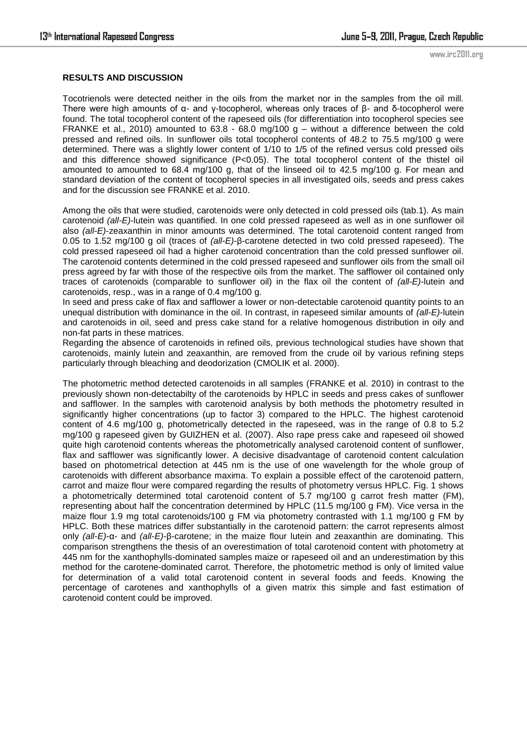**RESULTS AND DISCUSSION**

Tocotrienols were detected neither in the oils from the market nor in the samples from the oil mill. There were high amounts of α- and γ-tocopherol, whereas only traces of β- and δ-tocopherol were found. The total tocopherol content of the rapeseed oils (for differentiation into tocopherol species see FRANKE et al., 2010) amounted to 63.8 - 68.0 mg/100 g – without a difference between the cold pressed and refined oils. In sunflower oils total tocopherol contents of 48.2 to 75.5 mg/100 g were determined. There was a slightly lower content of 1/10 to 1/5 of the refined versus cold pressed oils and this difference showed significance ($P<0.05$). The total tocopherol content of the thistel oil amounted to amounted to 68.4 mg/100 g, that of the linseed oil to 42.5 mg/100 g. For mean and standard deviation of the content of tocopherol species in all investigated oils, seeds and press cakes and for the discussion see FRANKE et al. 2010.

Among the oils that were studied, carotenoids were only detected in cold pressed oils (tab.1). As main carotenoid *(all-E)*-lutein was quantified. In one cold pressed rapeseed as well as in one sunflower oil also *(all-E)*-zeaxanthin in minor amounts was determined. The total carotenoid content ranged from 0.05 to 1.52 mg/100 g oil (traces of *(all-E)*-β-carotene detected in two cold pressed rapeseed). The cold pressed rapeseed oil had a higher carotenoid concentration than the cold pressed sunflower oil. The carotenoid contents determined in the cold pressed rapeseed and sunflower oils from the small oil press agreed by far with those of the respective oils from the market. The safflower oil contained only traces of carotenoids (comparable to sunflower oil) in the flax oil the content of *(all-E)*-lutein and carotenoids, resp., was in a range of 0.4 mg/100 g.
In seed and press cake of flax and safflower a lower or non-detectable carotenoid quantity points to an unequal distribution with dominance in the oil. In contrast, in rapeseed similar amounts of *(all-E)*-lutein and carotenoids in oil, seed and press cake stand for a relative homogenous distribution in oily and non-fat parts in these matrices.
Regarding the absence of carotenoids in refined oils, previous technological studies have shown that carotenoids, mainly lutein and zeaxanthin, are removed from the crude oil by various refining steps particularly through bleaching and deodorization (CMOLIK et al. 2000).

The photometric method detected carotenoids in all samples (FRANKE et al. 2010) in contrast to the previously shown non-detectabilty of the carotenoids by HPLC in seeds and press cakes of sunflower and safflower. In the samples with carotenoid analysis by both methods the photometry resulted in significantly higher concentrations (up to factor 3) compared to the HPLC. The highest carotenoid content of 4.6 mg/100 g, photometrically detected in the rapeseed, was in the range of 0.8 to 5.2 mg/100 g rapeseed given by GUIZHEN et al. (2007). Also rape press cake and rapeseed oil showed quite high carotenoid contents whereas the photometrically analysed carotenoid content of sunflower, flax and safflower was significantly lower. A decisive disadvantage of carotenoid content calculation based on photometrical detection at 445 nm is the use of one wavelength for the whole group of carotenoids with different absorbance maxima. To explain a possible effect of the carotenoid pattern, carrot and maize flour were compared regarding the results of photometry versus HPLC. Fig. 1 shows a photometrically determined total carotenoid content of 5.7 mg/100 g carrot fresh matter (FM), representing about half the concentration determined by HPLC (11.5 mg/100 g FM). Vice versa in the maize flour 1.9 mg total carotenoids/100 g FM via photometry contrasted with 1.1 mg/100 g FM by HPLC. Both these matrices differ substantially in the carotenoid pattern: the carrot represents almost only *(all-E)*-α- and *(all-E)*-β-carotene; in the maize flour lutein and zeaxanthin are dominating. This comparison strengthens the thesis of an overestimation of total carotenoid content with photometry at 445 nm for the xanthophylls-dominated samples maize or rapeseed oil and an underestimation by this method for the carotene-dominated carrot. Therefore, the photometric method is only of limited value for determination of a valid total carotenoid content in several foods and feeds. Knowing the percentage of carotenes and xanthophylls of a given matrix this simple and fast estimation of carotenoid content could be improved.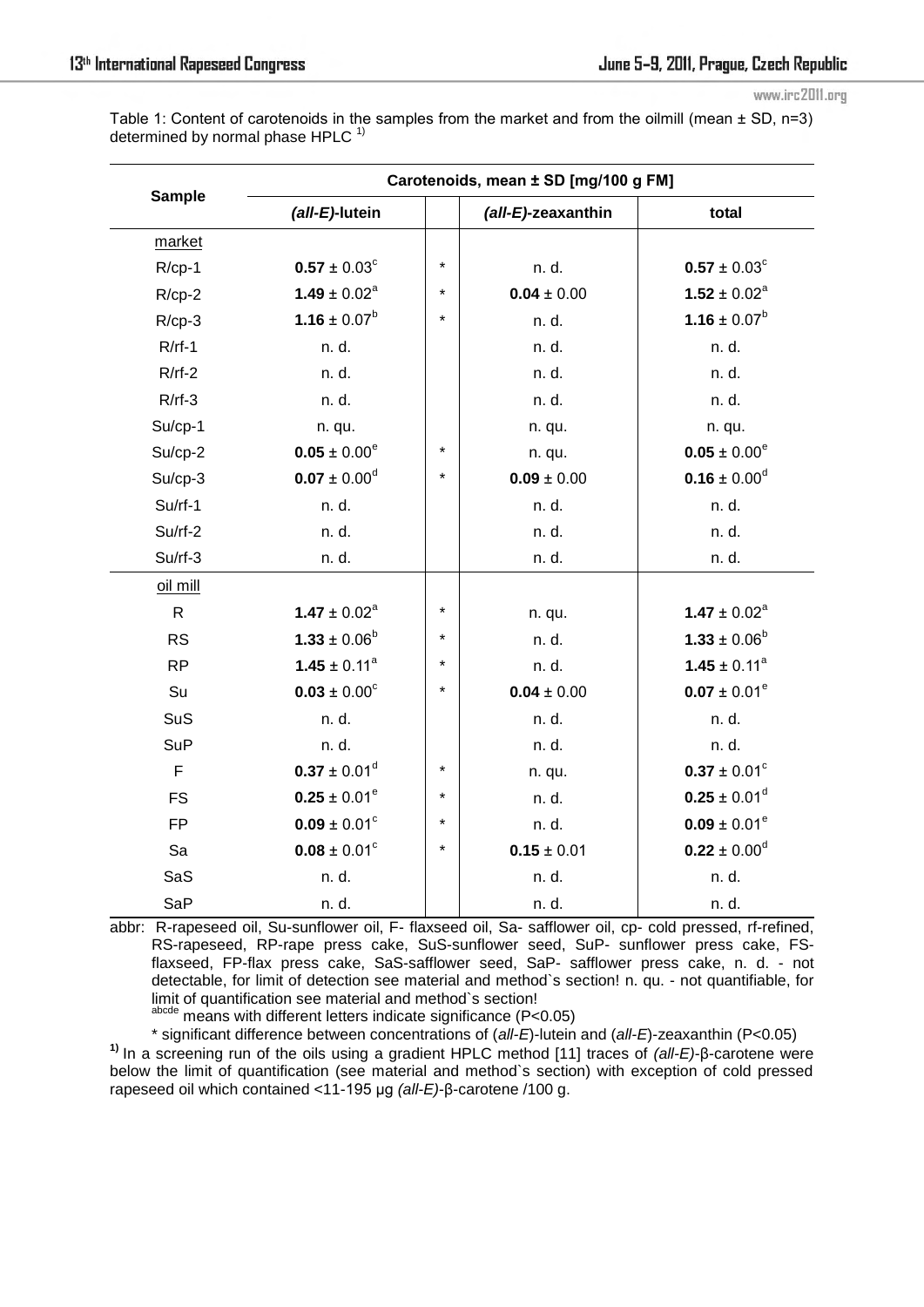Table 1: Content of carotenoids in the samples from the market and from the oilmill (mean ± SD, n=3) determined by normal phase HPLC [1)]

| Sample | Carotenoids, mean ± SD [mg/100 g FM] | | | |
|---|---|---|---|---|
| | ***(all-E)*-lutein** | | ***(all-E)*-zeaxanthin** | **total** |
| market | | | | |
| R/cp-1 | **0.57** ± 0.03[c] | * | n. d. | **0.57** ± 0.03[c] |
| R/cp-2 | **1.49** ± 0.02[a] | * | **0.04** ± 0.00 | **1.52** ± 0.02[a] |
| R/cp-3 | **1.16** ± 0.07[b] | * | n. d. | **1.16** ± 0.07[b] |
| R/rf-1 | n. d. | | n. d. | n. d. |
| R/rf-2 | n. d. | | n. d. | n. d. |
| R/rf-3 | n. d. | | n. d. | n. d. |
| Su/cp-1 | n. qu. | | n. qu. | n. qu. |
| Su/cp-2 | **0.05** ± 0.00[e] | * | n. qu. | **0.05** ± 0.00[e] |
| Su/cp-3 | **0.07** ± 0.00[d] | * | **0.09** ± 0.00 | **0.16** ± 0.00[d] |
| Su/rf-1 | n. d. | | n. d. | n. d. |
| Su/rf-2 | n. d. | | n. d. | n. d. |
| Su/rf-3 | n. d. | | n. d. | n. d. |
| oil mill | | | | |
| R | **1.47** ± 0.02[a] | * | n. qu. | **1.47** ± 0.02[a] |
| RS | **1.33** ± 0.06[b] | * | n. d. | **1.33** ± 0.06[b] |
| RP | **1.45** ± 0.11[a] | * | n. d. | **1.45** ± 0.11[a] |
| Su | **0.03** ± 0.00[c] | * | **0.04** ± 0.00 | **0.07** ± 0.01[e] |
| SuS | n. d. | | n. d. | n. d. |
| SuP | n. d. | | n. d. | n. d. |
| F | **0.37** ± 0.01[d] | * | n. qu. | **0.37** ± 0.01[c] |
| FS | **0.25** ± 0.01[e] | * | n. d. | **0.25** ± 0.01[d] |
| FP | **0.09** ± 0.01[c] | * | n. d. | **0.09** ± 0.01[e] |
| Sa | **0.08** ± 0.01[c] | * | **0.15** ± 0.01 | **0.22** ± 0.00[d] |
| SaS | n. d. | | n. d. | n. d. |
| SaP | n. d. | | n. d. | n. d. |

abbr: R-rapeseed oil, Su-sunflower oil, F- flaxseed oil, Sa- safflower oil, cp- cold pressed, rf-refined, RS-rapeseed, RP-rape press cake, SuS-sunflower seed, SuP- sunflower press cake, FS-flaxseed, FP-flax press cake, SaS-safflower seed, SaP- safflower press cake, n. d. - not detectable, for limit of detection see material and method`s section! n. qu. - not quantifiable, for limit of quantification see material and method`s section!

[abcde] means with different letters indicate significance ($P<0.05$)

* significant difference between concentrations of (*all-E*)-lutein and (*all-E*)-zeaxanthin ($P<0.05$)

[1)] In a screening run of the oils using a gradient HPLC method [11] traces of *(all-E)*-β-carotene were below the limit of quantification (see material and method`s section) with exception of cold pressed rapeseed oil which contained <11-195 µg *(all-E)*-β-carotene /100 g.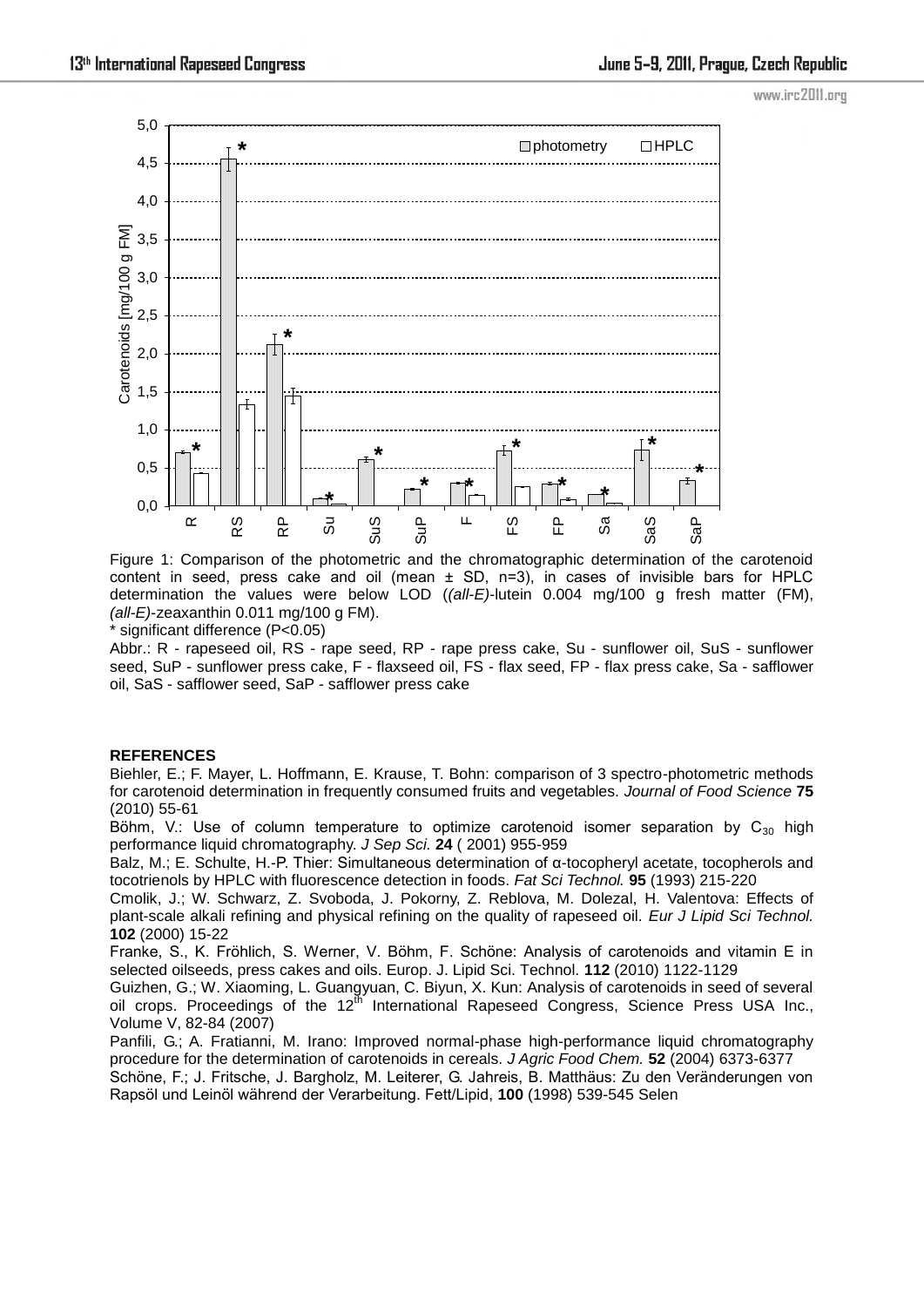5,0
4,5
4,0
3,5
3,0
2,5
2,0
1,5
1,0
0,5
0,0

Carotenoids [mg/100 g FM]

photometry HPLC

R RS RP Su SuS SuP F FS FP Sa SaS SaP

Figure 1: Comparison of the photometric and the chromatographic determination of the carotenoid content in seed, press cake and oil (mean ± SD, n=3), in cases of invisible bars for HPLC determination the values were below LOD (*(all-E)*-lutein 0.004 mg/100 g fresh matter (FM), *(all-E)*-zeaxanthin 0.011 mg/100 g FM).

\* significant difference ($P<0.05$)

Abbr.: R - rapeseed oil, RS - rape seed, RP - rape press cake, Su - sunflower oil, SuS - sunflower seed, SuP - sunflower press cake, F - flaxseed oil, FS - flax seed, FP - flax press cake, Sa - safflower oil, SaS - safflower seed, SaP - safflower press cake

**REFERENCES**

Biehler, E.; F. Mayer, L. Hoffmann, E. Krause, T. Bohn: comparison of 3 spectro-photometric methods for carotenoid determination in frequently consumed fruits and vegetables. *Journal of Food Science* **75** (2010) 55-61

Böhm, V.: Use of column temperature to optimize carotenoid isomer separation by $C_{30}$ high performance liquid chromatography. *J Sep Sci.* **24** ( 2001) 955-959

Balz, M.; E. Schulte, H.-P. Thier: Simultaneous determination of α-tocopheryl acetate, tocopherols and tocotrienols by HPLC with fluorescence detection in foods. *Fat Sci Technol.* **95** (1993) 215-220

Cmolik, J.; W. Schwarz, Z. Svoboda, J. Pokorny, Z. Reblova, M. Dolezal, H. Valentova: Effects of plant-scale alkali refining and physical refining on the quality of rapeseed oil. *Eur J Lipid Sci Technol.* **102** (2000) 15-22

Franke, S., K. Fröhlich, S. Werner, V. Böhm, F. Schöne: Analysis of carotenoids and vitamin E in selected oilseeds, press cakes and oils. Europ. J. Lipid Sci. Technol. **112** (2010) 1122-1129

Guizhen, G.; W. Xiaoming, L. Guangyuan, C. Biyun, X. Kun: Analysis of carotenoids in seed of several oil crops. Proceedings of the 12th International Rapeseed Congress, Science Press USA Inc., Volume V, 82-84 (2007)

Panfili, G.; A. Fratianni, M. Irano: Improved normal-phase high-performance liquid chromatography procedure for the determination of carotenoids in cereals. *J Agric Food Chem.* **52** (2004) 6373-6377

Schöne, F.; J. Fritsche, J. Bargholz, M. Leiterer, G. Jahreis, B. Matthäus: Zu den Veränderungen von Rapsöl und Leinöl während der Verarbeitung. Fett/Lipid, **100** (1998) 539-545 Selen